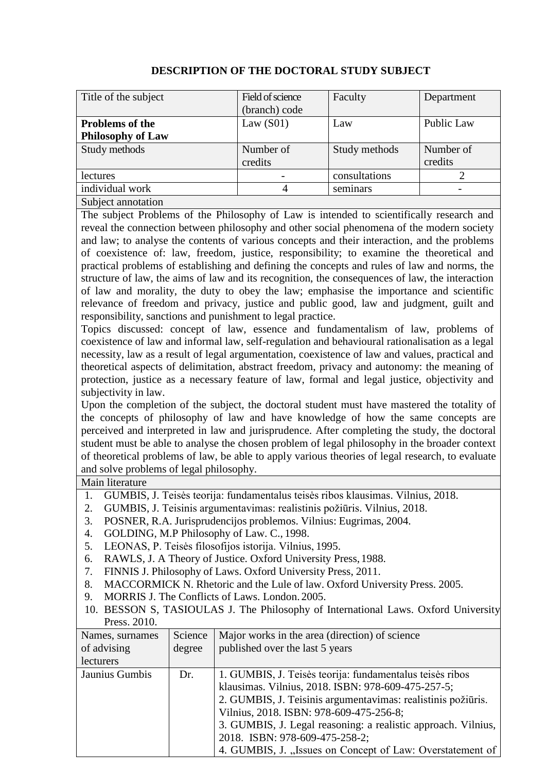# DESCRIPTION OF THE DOCTORAL STUDY SUBJECT

| Title of the subject | Field of science (branch) code | Faculty | Department |
|---|---|---|---|
| **Problems of the Philosophy of Law** | Law (S01) | Law | Public Law |
| Study methods | Number of credits | Study methods | Number of credits |
| lectures | - | consultations | 2 |
| individual work | 4 | seminars | - |

Subject annotation

The subject Problems of the Philosophy of Law is intended to scientifically research and reveal the connection between philosophy and other social phenomena of the modern society and law; to analyse the contents of various concepts and their interaction, and the problems of coexistence of: law, freedom, justice, responsibility; to examine the theoretical and practical problems of establishing and defining the concepts and rules of law and norms, the structure of law, the aims of law and its recognition, the consequences of law, the interaction of law and morality, the duty to obey the law; emphasise the importance and scientific relevance of freedom and privacy, justice and public good, law and judgment, guilt and responsibility, sanctions and punishment to legal practice.

Topics discussed: concept of law, essence and fundamentalism of law, problems of coexistence of law and informal law, self-regulation and behavioural rationalisation as a legal necessity, law as a result of legal argumentation, coexistence of law and values, practical and theoretical aspects of delimitation, abstract freedom, privacy and autonomy: the meaning of protection, justice as a necessary feature of law, formal and legal justice, objectivity and subjectivity in law.

Upon the completion of the subject, the doctoral student must have mastered the totality of the concepts of philosophy of law and have knowledge of how the same concepts are perceived and interpreted in law and jurisprudence. After completing the study, the doctoral student must be able to analyse the chosen problem of legal philosophy in the broader context of theoretical problems of law, be able to apply various theories of legal research, to evaluate and solve problems of legal philosophy.

Main literature

1. GUMBIS, J. Teisės teorija: fundamentalus teisės ribos klausimas. Vilnius, 2018.
2. GUMBIS, J. Teisinis argumentavimas: realistinis požiūris. Vilnius, 2018.
3. POSNER, R.A. Jurisprudencijos problemos. Vilnius: Eugrimas, 2004.
4. GOLDING, M.P Philosophy of Law. C., 1998.
5. LEONAS, P. Teisės filosofijos istorija. Vilnius, 1995.
6. RAWLS, J. A Theory of Justice. Oxford University Press, 1988.
7. FINNIS J. Philosophy of Laws. Oxford University Press, 2011.
8. MACCORMICK N. Rhetoric and the Lule of law. Oxford University Press. 2005.
9. MORRIS J. The Conflicts of Laws. London. 2005.
10. BESSON S, TASIOULAS J. The Philosophy of International Laws. Oxford University Press. 2010.

| Names, surnames of advising lecturers | Science degree | Major works in the area (direction) of science published over the last 5 years |
|---|---|---|
| Jaunius Gumbis | Dr. | 1. GUMBIS, J. Teisės teorija: fundamentalus teisės ribos klausimas. Vilnius, 2018. ISBN: 978-609-475-257-5;<br>2. GUMBIS, J. Teisinis argumentavimas: realistinis požiūris. Vilnius, 2018. ISBN: 978-609-475-256-8;<br>3. GUMBIS, J. Legal reasoning: a realistic approach. Vilnius, 2018. ISBN: 978-609-475-258-2;<br>4. GUMBIS, J. „Issues on Concept of Law: Overstatement of |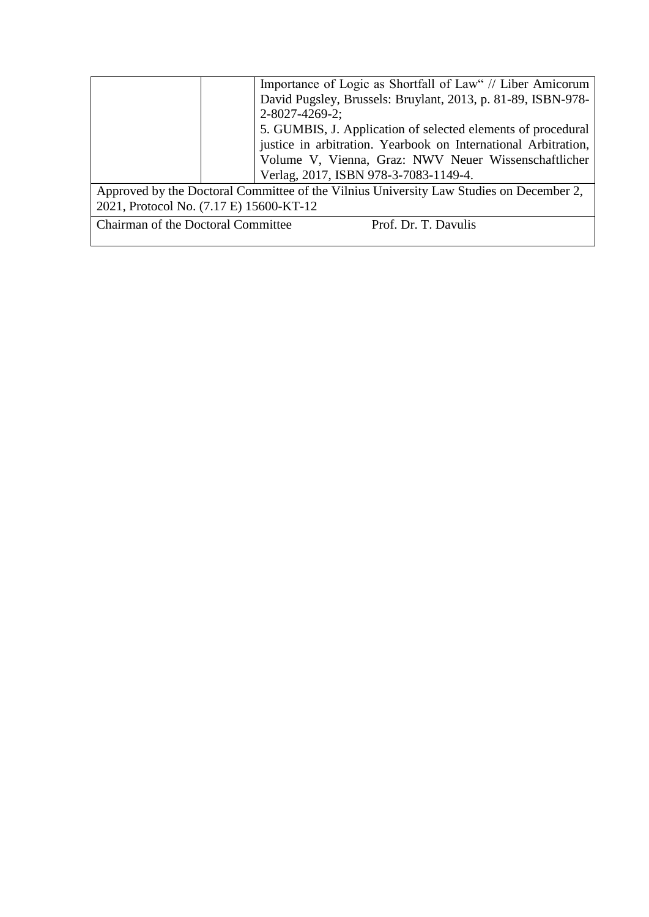| | | |
|---|---|---|
| | | Importance of Logic as Shortfall of Law" // Liber Amicorum David Pugsley, Brussels: Bruylant, 2013, p. 81-89, ISBN-978-2-8027-4269-2;<br>5. GUMBIS, J. Application of selected elements of procedural justice in arbitration. Yearbook on International Arbitration, Volume V, Vienna, Graz: NWV Neuer Wissenschaftlicher Verlag, 2017, ISBN 978-3-7083-1149-4. |
| Approved by the Doctoral Committee of the Vilnius University Law Studies on December 2, 2021, Protocol No. (7.17 E) 15600-KT-12 | | |
| Chairman of the Doctoral Committee | | Prof. Dr. T. Davulis |